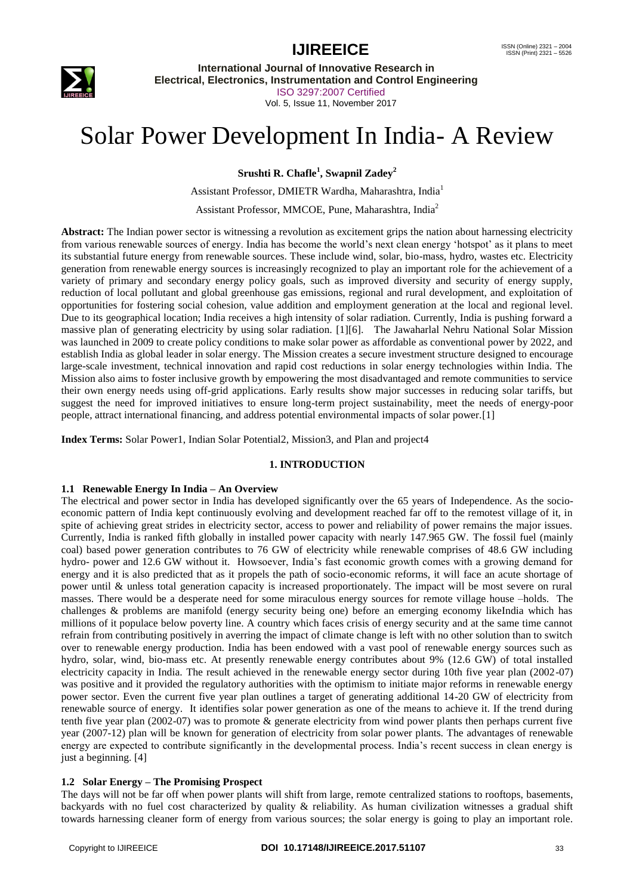# Solar Power Development In India- A Review

**Srushti R. Chafle[1], Swapnil Zadey[2]**

Assistant Professor, DMIETR Wardha, Maharashtra, India[1]

Assistant Professor, MMCOE, Pune, Maharashtra, India[2]

**Abstract:** The Indian power sector is witnessing a revolution as excitement grips the nation about harnessing electricity from various renewable sources of energy. India has become the world's next clean energy 'hotspot' as it plans to meet its substantial future energy from renewable sources. These include wind, solar, bio-mass, hydro, wastes etc. Electricity generation from renewable energy sources is increasingly recognized to play an important role for the achievement of a variety of primary and secondary energy policy goals, such as improved diversity and security of energy supply, reduction of local pollutant and global greenhouse gas emissions, regional and rural development, and exploitation of opportunities for fostering social cohesion, value addition and employment generation at the local and regional level. Due to its geographical location; India receives a high intensity of solar radiation. Currently, India is pushing forward a massive plan of generating electricity by using solar radiation. [1][6]. The Jawaharlal Nehru National Solar Mission was launched in 2009 to create policy conditions to make solar power as affordable as conventional power by 2022, and establish India as global leader in solar energy. The Mission creates a secure investment structure designed to encourage large-scale investment, technical innovation and rapid cost reductions in solar energy technologies within India. The Mission also aims to foster inclusive growth by empowering the most disadvantaged and remote communities to service their own energy needs using off-grid applications. Early results show major successes in reducing solar tariffs, but suggest the need for improved initiatives to ensure long-term project sustainability, meet the needs of energy-poor people, attract international financing, and address potential environmental impacts of solar power.[1]

**Index Terms:** Solar Power1, Indian Solar Potential2, Mission3, and Plan and project4

## 1. INTRODUCTION

### 1.1 Renewable Energy In India – An Overview

The electrical and power sector in India has developed significantly over the 65 years of Independence. As the socio-economic pattern of India kept continuously evolving and development reached far off to the remotest village of it, in spite of achieving great strides in electricity sector, access to power and reliability of power remains the major issues. Currently, India is ranked fifth globally in installed power capacity with nearly 147.965 GW. The fossil fuel (mainly coal) based power generation contributes to 76 GW of electricity while renewable comprises of 48.6 GW including hydro- power and 12.6 GW without it. Howsoever, India's fast economic growth comes with a growing demand for energy and it is also predicted that as it propels the path of socio-economic reforms, it will face an acute shortage of power until & unless total generation capacity is increased proportionately. The impact will be most severe on rural masses. There would be a desperate need for some miraculous energy sources for remote village house –holds. The challenges & problems are manifold (energy security being one) before an emerging economy likeIndia which has millions of it populace below poverty line. A country which faces crisis of energy security and at the same time cannot refrain from contributing positively in averring the impact of climate change is left with no other solution than to switch over to renewable energy production. India has been endowed with a vast pool of renewable energy sources such as hydro, solar, wind, bio-mass etc. At presently renewable energy contributes about 9% (12.6 GW) of total installed electricity capacity in India. The result achieved in the renewable energy sector during 10th five year plan (2002-07) was positive and it provided the regulatory authorities with the optimism to initiate major reforms in renewable energy power sector. Even the current five year plan outlines a target of generating additional 14-20 GW of electricity from renewable source of energy. It identifies solar power generation as one of the means to achieve it. If the trend during tenth five year plan (2002-07) was to promote & generate electricity from wind power plants then perhaps current five year (2007-12) plan will be known for generation of electricity from solar power plants. The advantages of renewable energy are expected to contribute significantly in the developmental process. India's recent success in clean energy is just a beginning. [4]

### 1.2 Solar Energy – The Promising Prospect

The days will not be far off when power plants will shift from large, remote centralized stations to rooftops, basements, backyards with no fuel cost characterized by quality & reliability. As human civilization witnesses a gradual shift towards harnessing cleaner form of energy from various sources; the solar energy is going to play an important role.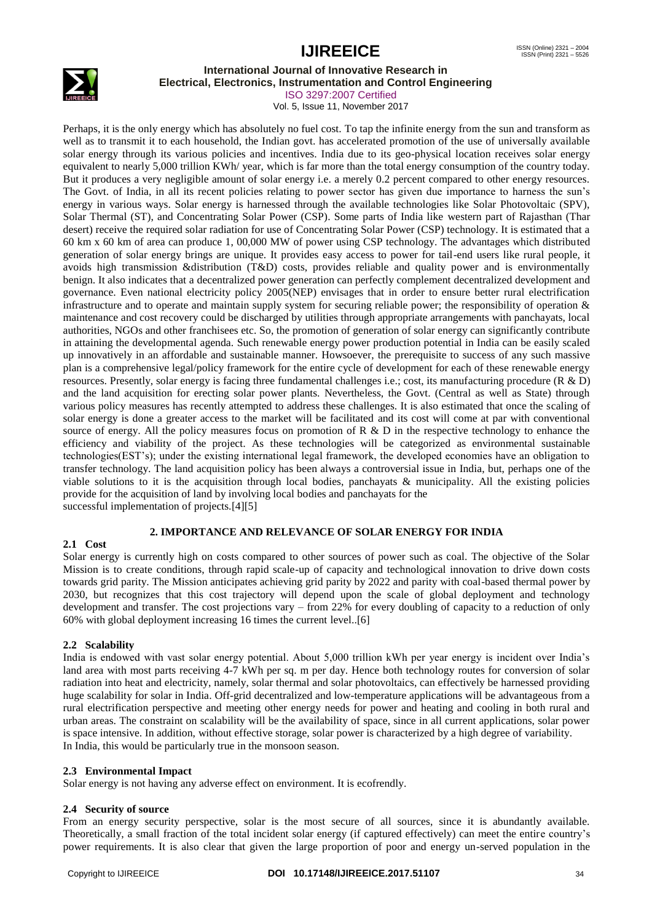Perhaps, it is the only energy which has absolutely no fuel cost. To tap the infinite energy from the sun and transform as well as to transmit it to each household, the Indian govt. has accelerated promotion of the use of universally available solar energy through its various policies and incentives. India due to its geo-physical location receives solar energy equivalent to nearly 5,000 trillion KWh/ year, which is far more than the total energy consumption of the country today. But it produces a very negligible amount of solar energy i.e. a merely 0.2 percent compared to other energy resources. The Govt. of India, in all its recent policies relating to power sector has given due importance to harness the sun's energy in various ways. Solar energy is harnessed through the available technologies like Solar Photovoltaic (SPV), Solar Thermal (ST), and Concentrating Solar Power (CSP). Some parts of India like western part of Rajasthan (Thar desert) receive the required solar radiation for use of Concentrating Solar Power (CSP) technology. It is estimated that a 60 km x 60 km of area can produce 1, 00,000 MW of power using CSP technology. The advantages which distributed generation of solar energy brings are unique. It provides easy access to power for tail-end users like rural people, it avoids high transmission &distribution (T&D) costs, provides reliable and quality power and is environmentally benign. It also indicates that a decentralized power generation can perfectly complement decentralized development and governance. Even national electricity policy 2005(NEP) envisages that in order to ensure better rural electrification infrastructure and to operate and maintain supply system for securing reliable power; the responsibility of operation & maintenance and cost recovery could be discharged by utilities through appropriate arrangements with panchayats, local authorities, NGOs and other franchisees etc. So, the promotion of generation of solar energy can significantly contribute in attaining the developmental agenda. Such renewable energy power production potential in India can be easily scaled up innovatively in an affordable and sustainable manner. Howsoever, the prerequisite to success of any such massive plan is a comprehensive legal/policy framework for the entire cycle of development for each of these renewable energy resources. Presently, solar energy is facing three fundamental challenges i.e.; cost, its manufacturing procedure (R & D) and the land acquisition for erecting solar power plants. Nevertheless, the Govt. (Central as well as State) through various policy measures has recently attempted to address these challenges. It is also estimated that once the scaling of solar energy is done a greater access to the market will be facilitated and its cost will come at par with conventional source of energy. All the policy measures focus on promotion of R & D in the respective technology to enhance the efficiency and viability of the project. As these technologies will be categorized as environmental sustainable technologies(EST's); under the existing international legal framework, the developed economies have an obligation to transfer technology. The land acquisition policy has been always a controversial issue in India, but, perhaps one of the viable solutions to it is the acquisition through local bodies, panchayats & municipality. All the existing policies provide for the acquisition of land by involving local bodies and panchayats for the successful implementation of projects.[4][5]

## 2. IMPORTANCE AND RELEVANCE OF SOLAR ENERGY FOR INDIA

### 2.1 Cost

Solar energy is currently high on costs compared to other sources of power such as coal. The objective of the Solar Mission is to create conditions, through rapid scale-up of capacity and technological innovation to drive down costs towards grid parity. The Mission anticipates achieving grid parity by 2022 and parity with coal-based thermal power by 2030, but recognizes that this cost trajectory will depend upon the scale of global deployment and technology development and transfer. The cost projections vary – from 22% for every doubling of capacity to a reduction of only 60% with global deployment increasing 16 times the current level..[6]

### 2.2 Scalability

India is endowed with vast solar energy potential. About 5,000 trillion kWh per year energy is incident over India's land area with most parts receiving 4-7 kWh per sq. m per day. Hence both technology routes for conversion of solar radiation into heat and electricity, namely, solar thermal and solar photovoltaics, can effectively be harnessed providing huge scalability for solar in India. Off-grid decentralized and low-temperature applications will be advantageous from a rural electrification perspective and meeting other energy needs for power and heating and cooling in both rural and urban areas. The constraint on scalability will be the availability of space, since in all current applications, solar power is space intensive. In addition, without effective storage, solar power is characterized by a high degree of variability. In India, this would be particularly true in the monsoon season.

### 2.3 Environmental Impact

Solar energy is not having any adverse effect on environment. It is ecofrendly.

### 2.4 Security of source

From an energy security perspective, solar is the most secure of all sources, since it is abundantly available. Theoretically, a small fraction of the total incident solar energy (if captured effectively) can meet the entire country's power requirements. It is also clear that given the large proportion of poor and energy un-served population in the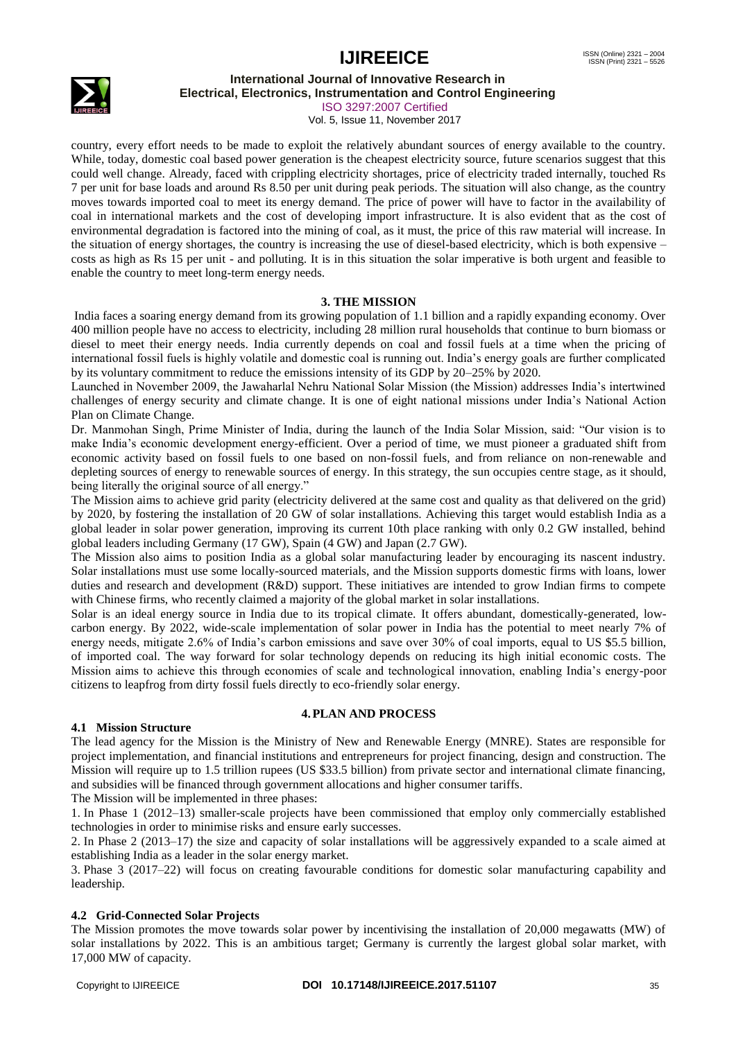country, every effort needs to be made to exploit the relatively abundant sources of energy available to the country. While, today, domestic coal based power generation is the cheapest electricity source, future scenarios suggest that this could well change. Already, faced with crippling electricity shortages, price of electricity traded internally, touched Rs 7 per unit for base loads and around Rs 8.50 per unit during peak periods. The situation will also change, as the country moves towards imported coal to meet its energy demand. The price of power will have to factor in the availability of coal in international markets and the cost of developing import infrastructure. It is also evident that as the cost of environmental degradation is factored into the mining of coal, as it must, the price of this raw material will increase. In the situation of energy shortages, the country is increasing the use of diesel-based electricity, which is both expensive – costs as high as Rs 15 per unit - and polluting. It is in this situation the solar imperative is both urgent and feasible to enable the country to meet long-term energy needs.

## 3. THE MISSION

India faces a soaring energy demand from its growing population of 1.1 billion and a rapidly expanding economy. Over 400 million people have no access to electricity, including 28 million rural households that continue to burn biomass or diesel to meet their energy needs. India currently depends on coal and fossil fuels at a time when the pricing of international fossil fuels is highly volatile and domestic coal is running out. India's energy goals are further complicated by its voluntary commitment to reduce the emissions intensity of its GDP by 20–25% by 2020.

Launched in November 2009, the Jawaharlal Nehru National Solar Mission (the Mission) addresses India's intertwined challenges of energy security and climate change. It is one of eight national missions under India's National Action Plan on Climate Change.

Dr. Manmohan Singh, Prime Minister of India, during the launch of the India Solar Mission, said: "Our vision is to make India's economic development energy-efficient. Over a period of time, we must pioneer a graduated shift from economic activity based on fossil fuels to one based on non-fossil fuels, and from reliance on non-renewable and depleting sources of energy to renewable sources of energy. In this strategy, the sun occupies centre stage, as it should, being literally the original source of all energy."

The Mission aims to achieve grid parity (electricity delivered at the same cost and quality as that delivered on the grid) by 2020, by fostering the installation of 20 GW of solar installations. Achieving this target would establish India as a global leader in solar power generation, improving its current 10th place ranking with only 0.2 GW installed, behind global leaders including Germany (17 GW), Spain (4 GW) and Japan (2.7 GW).

The Mission also aims to position India as a global solar manufacturing leader by encouraging its nascent industry. Solar installations must use some locally-sourced materials, and the Mission supports domestic firms with loans, lower duties and research and development (R&D) support. These initiatives are intended to grow Indian firms to compete with Chinese firms, who recently claimed a majority of the global market in solar installations.

Solar is an ideal energy source in India due to its tropical climate. It offers abundant, domestically-generated, low-carbon energy. By 2022, wide-scale implementation of solar power in India has the potential to meet nearly 7% of energy needs, mitigate 2.6% of India's carbon emissions and save over 30% of coal imports, equal to US $5.5 billion, of imported coal. The way forward for solar technology depends on reducing its high initial economic costs. The Mission aims to achieve this through economies of scale and technological innovation, enabling India's energy-poor citizens to leapfrog from dirty fossil fuels directly to eco-friendly solar energy.

## 4. PLAN AND PROCESS

### 4.1 Mission Structure

The lead agency for the Mission is the Ministry of New and Renewable Energy (MNRE). States are responsible for project implementation, and financial institutions and entrepreneurs for project financing, design and construction. The Mission will require up to 1.5 trillion rupees (US $33.5 billion) from private sector and international climate financing, and subsidies will be financed through government allocations and higher consumer tariffs.

The Mission will be implemented in three phases:

1. In Phase 1 (2012–13) smaller-scale projects have been commissioned that employ only commercially established technologies in order to minimise risks and ensure early successes.
2. In Phase 2 (2013–17) the size and capacity of solar installations will be aggressively expanded to a scale aimed at establishing India as a leader in the solar energy market.
3. Phase 3 (2017–22) will focus on creating favourable conditions for domestic solar manufacturing capability and leadership.

### 4.2 Grid-Connected Solar Projects

The Mission promotes the move towards solar power by incentivising the installation of 20,000 megawatts (MW) of solar installations by 2022. This is an ambitious target; Germany is currently the largest global solar market, with 17,000 MW of capacity.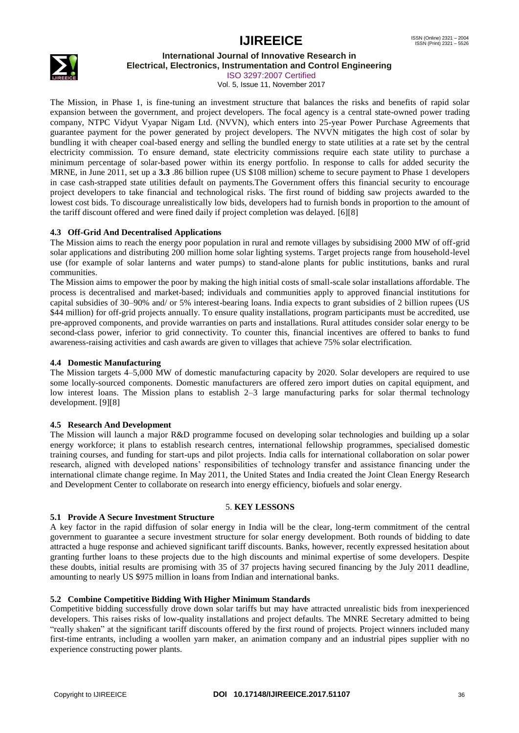The Mission, in Phase 1, is fine-tuning an investment structure that balances the risks and benefits of rapid solar expansion between the government, and project developers. The focal agency is a central state-owned power trading company, NTPC Vidyut Vyapar Nigam Ltd. (NVVN), which enters into 25-year Power Purchase Agreements that guarantee payment for the power generated by project developers. The NVVN mitigates the high cost of solar by bundling it with cheaper coal-based energy and selling the bundled energy to state utilities at a rate set by the central electricity commission. To ensure demand, state electricity commissions require each state utility to purchase a minimum percentage of solar-based power within its energy portfolio. In response to calls for added security the MRNE, in June 2011, set up a **3.3** .86 billion rupee (US $108 million) scheme to secure payment to Phase 1 developers in case cash-strapped state utilities default on payments.The Government offers this financial security to encourage project developers to take financial and technological risks. The first round of bidding saw projects awarded to the lowest cost bids. To discourage unrealistically low bids, developers had to furnish bonds in proportion to the amount of the tariff discount offered and were fined daily if project completion was delayed. [6][8]

### 4.3 Off-Grid And Decentralised Applications

The Mission aims to reach the energy poor population in rural and remote villages by subsidising 2000 MW of off-grid solar applications and distributing 200 million home solar lighting systems. Target projects range from household-level use (for example of solar lanterns and water pumps) to stand-alone plants for public institutions, banks and rural communities.

The Mission aims to empower the poor by making the high initial costs of small-scale solar installations affordable. The process is decentralised and market-based; individuals and communities apply to approved financial institutions for capital subsidies of 30–90% and/ or 5% interest-bearing loans. India expects to grant subsidies of 2 billion rupees (US $44 million) for off-grid projects annually. To ensure quality installations, program participants must be accredited, use pre-approved components, and provide warranties on parts and installations. Rural attitudes consider solar energy to be second-class power, inferior to grid connectivity. To counter this, financial incentives are offered to banks to fund awareness-raising activities and cash awards are given to villages that achieve 75% solar electrification.

### 4.4 Domestic Manufacturing

The Mission targets 4–5,000 MW of domestic manufacturing capacity by 2020. Solar developers are required to use some locally-sourced components. Domestic manufacturers are offered zero import duties on capital equipment, and low interest loans. The Mission plans to establish 2–3 large manufacturing parks for solar thermal technology development. [9][8]

### 4.5 Research And Development

The Mission will launch a major R&D programme focused on developing solar technologies and building up a solar energy workforce; it plans to establish research centres, international fellowship programmes, specialised domestic training courses, and funding for start-ups and pilot projects. India calls for international collaboration on solar power research, aligned with developed nations' responsibilities of technology transfer and assistance financing under the international climate change regime. In May 2011, the United States and India created the Joint Clean Energy Research and Development Center to collaborate on research into energy efficiency, biofuels and solar energy.

## 5. KEY LESSONS

### 5.1 Provide A Secure Investment Structure

A key factor in the rapid diffusion of solar energy in India will be the clear, long-term commitment of the central government to guarantee a secure investment structure for solar energy development. Both rounds of bidding to date attracted a huge response and achieved significant tariff discounts. Banks, however, recently expressed hesitation about granting further loans to these projects due to the high discounts and minimal expertise of some developers. Despite these doubts, initial results are promising with 35 of 37 projects having secured financing by the July 2011 deadline, amounting to nearly US $975 million in loans from Indian and international banks.

### 5.2 Combine Competitive Bidding With Higher Minimum Standards

Competitive bidding successfully drove down solar tariffs but may have attracted unrealistic bids from inexperienced developers. This raises risks of low-quality installations and project defaults. The MNRE Secretary admitted to being "really shaken" at the significant tariff discounts offered by the first round of projects. Project winners included many first-time entrants, including a woollen yarn maker, an animation company and an industrial pipes supplier with no experience constructing power plants.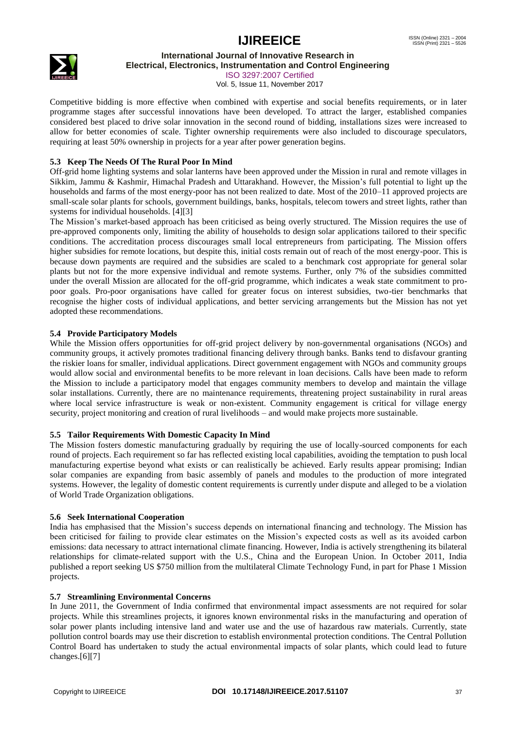Competitive bidding is more effective when combined with expertise and social benefits requirements, or in later programme stages after successful innovations have been developed. To attract the larger, established companies considered best placed to drive solar innovation in the second round of bidding, installations sizes were increased to allow for better economies of scale. Tighter ownership requirements were also included to discourage speculators, requiring at least 50% ownership in projects for a year after power generation begins.

### 5.3 Keep The Needs Of The Rural Poor In Mind

Off-grid home lighting systems and solar lanterns have been approved under the Mission in rural and remote villages in Sikkim, Jammu & Kashmir, Himachal Pradesh and Uttarakhand. However, the Mission's full potential to light up the households and farms of the most energy-poor has not been realized to date. Most of the 2010–11 approved projects are small-scale solar plants for schools, government buildings, banks, hospitals, telecom towers and street lights, rather than systems for individual households. [4][3]

The Mission's market-based approach has been criticised as being overly structured. The Mission requires the use of pre-approved components only, limiting the ability of households to design solar applications tailored to their specific conditions. The accreditation process discourages small local entrepreneurs from participating. The Mission offers higher subsidies for remote locations, but despite this, initial costs remain out of reach of the most energy-poor. This is because down payments are required and the subsidies are scaled to a benchmark cost appropriate for general solar plants but not for the more expensive individual and remote systems. Further, only 7% of the subsidies committed under the overall Mission are allocated for the off-grid programme, which indicates a weak state commitment to pro-poor goals. Pro-poor organisations have called for greater focus on interest subsidies, two-tier benchmarks that recognise the higher costs of individual applications, and better servicing arrangements but the Mission has not yet adopted these recommendations.

### 5.4 Provide Participatory Models

While the Mission offers opportunities for off-grid project delivery by non-governmental organisations (NGOs) and community groups, it actively promotes traditional financing delivery through banks. Banks tend to disfavour granting the riskier loans for smaller, individual applications. Direct government engagement with NGOs and community groups would allow social and environmental benefits to be more relevant in loan decisions. Calls have been made to reform the Mission to include a participatory model that engages community members to develop and maintain the village solar installations. Currently, there are no maintenance requirements, threatening project sustainability in rural areas where local service infrastructure is weak or non-existent. Community engagement is critical for village energy security, project monitoring and creation of rural livelihoods – and would make projects more sustainable.

### 5.5 Tailor Requirements With Domestic Capacity In Mind

The Mission fosters domestic manufacturing gradually by requiring the use of locally-sourced components for each round of projects. Each requirement so far has reflected existing local capabilities, avoiding the temptation to push local manufacturing expertise beyond what exists or can realistically be achieved. Early results appear promising; Indian solar companies are expanding from basic assembly of panels and modules to the production of more integrated systems. However, the legality of domestic content requirements is currently under dispute and alleged to be a violation of World Trade Organization obligations.

### 5.6 Seek International Cooperation

India has emphasised that the Mission's success depends on international financing and technology. The Mission has been criticised for failing to provide clear estimates on the Mission's expected costs as well as its avoided carbon emissions: data necessary to attract international climate financing. However, India is actively strengthening its bilateral relationships for climate-related support with the U.S., China and the European Union. In October 2011, India published a report seeking US $750 million from the multilateral Climate Technology Fund, in part for Phase 1 Mission projects.

### 5.7 Streamlining Environmental Concerns

In June 2011, the Government of India confirmed that environmental impact assessments are not required for solar projects. While this streamlines projects, it ignores known environmental risks in the manufacturing and operation of solar power plants including intensive land and water use and the use of hazardous raw materials. Currently, state pollution control boards may use their discretion to establish environmental protection conditions. The Central Pollution Control Board has undertaken to study the actual environmental impacts of solar plants, which could lead to future changes.[6][7]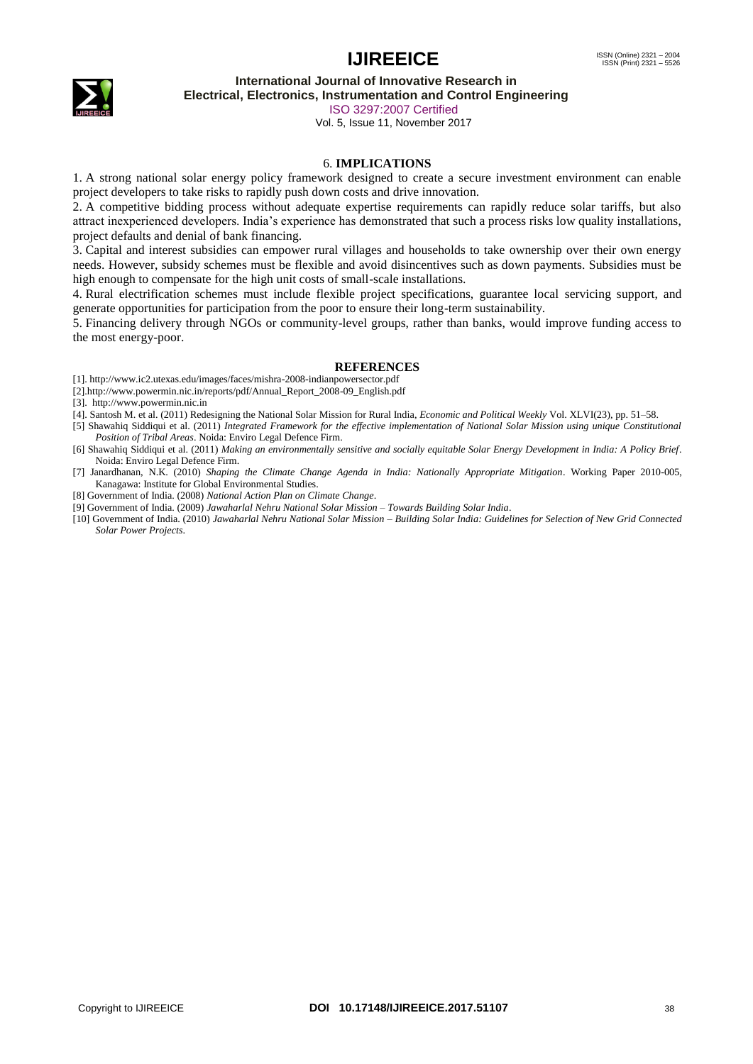## 6. IMPLICATIONS

1. A strong national solar energy policy framework designed to create a secure investment environment can enable project developers to take risks to rapidly push down costs and drive innovation.
2. A competitive bidding process without adequate expertise requirements can rapidly reduce solar tariffs, but also attract inexperienced developers. India's experience has demonstrated that such a process risks low quality installations, project defaults and denial of bank financing.
3. Capital and interest subsidies can empower rural villages and households to take ownership over their own energy needs. However, subsidy schemes must be flexible and avoid disincentives such as down payments. Subsidies must be high enough to compensate for the high unit costs of small-scale installations.
4. Rural electrification schemes must include flexible project specifications, guarantee local servicing support, and generate opportunities for participation from the poor to ensure their long-term sustainability.
5. Financing delivery through NGOs or community-level groups, rather than banks, would improve funding access to the most energy-poor.

## REFERENCES

[1]. http://www.ic2.utexas.edu/images/faces/mishra-2008-indianpowersector.pdf

[2].http://www.powermin.nic.in/reports/pdf/Annual_Report_2008-09_English.pdf

[3]. http://www.powermin.nic.in

[4]. Santosh M. et al. (2011) Redesigning the National Solar Mission for Rural India, *Economic and Political Weekly* Vol. XLVI(23), pp. 51–58.

[5] Shawahiq Siddiqui et al. (2011) *Integrated Framework for the effective implementation of National Solar Mission using unique Constitutional Position of Tribal Areas*. Noida: Enviro Legal Defence Firm.

[6] Shawahiq Siddiqui et al. (2011) *Making an environmentally sensitive and socially equitable Solar Energy Development in India: A Policy Brief*. Noida: Enviro Legal Defence Firm.

[7] Janardhanan, N.K. (2010) *Shaping the Climate Change Agenda in India: Nationally Appropriate Mitigation*. Working Paper 2010-005, Kanagawa: Institute for Global Environmental Studies.

[8] Government of India. (2008) *National Action Plan on Climate Change*.

[9] Government of India. (2009) *Jawaharlal Nehru National Solar Mission – Towards Building Solar India*.

[10] Government of India. (2010) *Jawaharlal Nehru National Solar Mission – Building Solar India: Guidelines for Selection of New Grid Connected Solar Power Projects*.